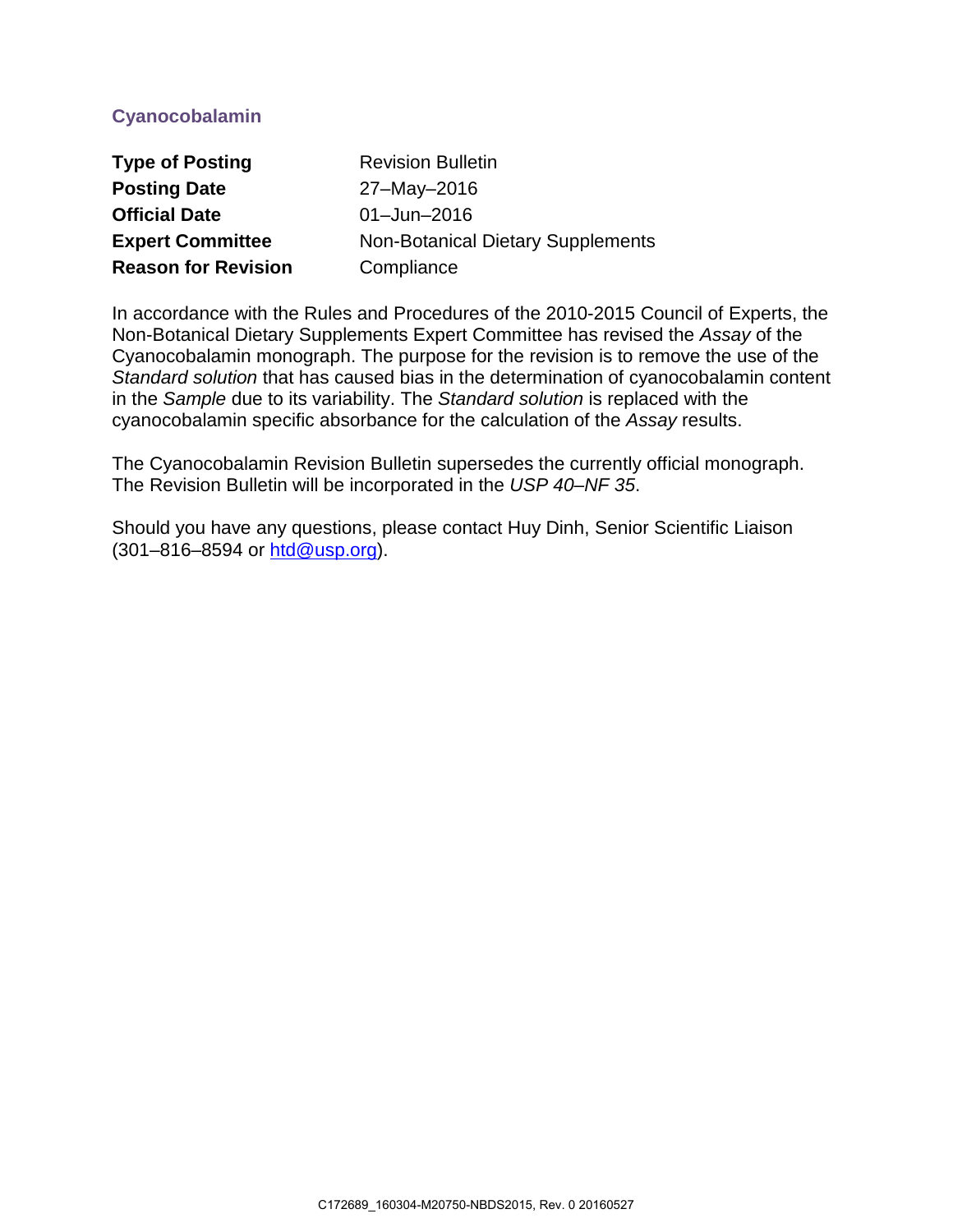# Cyanocobalamin

| | |
|---|---|
| **Type of Posting** | Revision Bulletin |
| **Posting Date** | 27–May–2016 |
| **Official Date** | 01–Jun–2016 |
| **Expert Committee** | Non-Botanical Dietary Supplements |
| **Reason for Revision** | Compliance |

In accordance with the Rules and Procedures of the 2010-2015 Council of Experts, the Non-Botanical Dietary Supplements Expert Committee has revised the *Assay* of the Cyanocobalamin monograph. The purpose for the revision is to remove the use of the *Standard solution* that has caused bias in the determination of cyanocobalamin content in the *Sample* due to its variability. The *Standard solution* is replaced with the cyanocobalamin specific absorbance for the calculation of the *Assay* results.

The Cyanocobalamin Revision Bulletin supersedes the currently official monograph. The Revision Bulletin will be incorporated in the *USP 40–NF 35*.

Should you have any questions, please contact Huy Dinh, Senior Scientific Liaison (301–816–8594 or htd@usp.org).

C172689_160304-M20750-NBDS2015, Rev. 0 20160527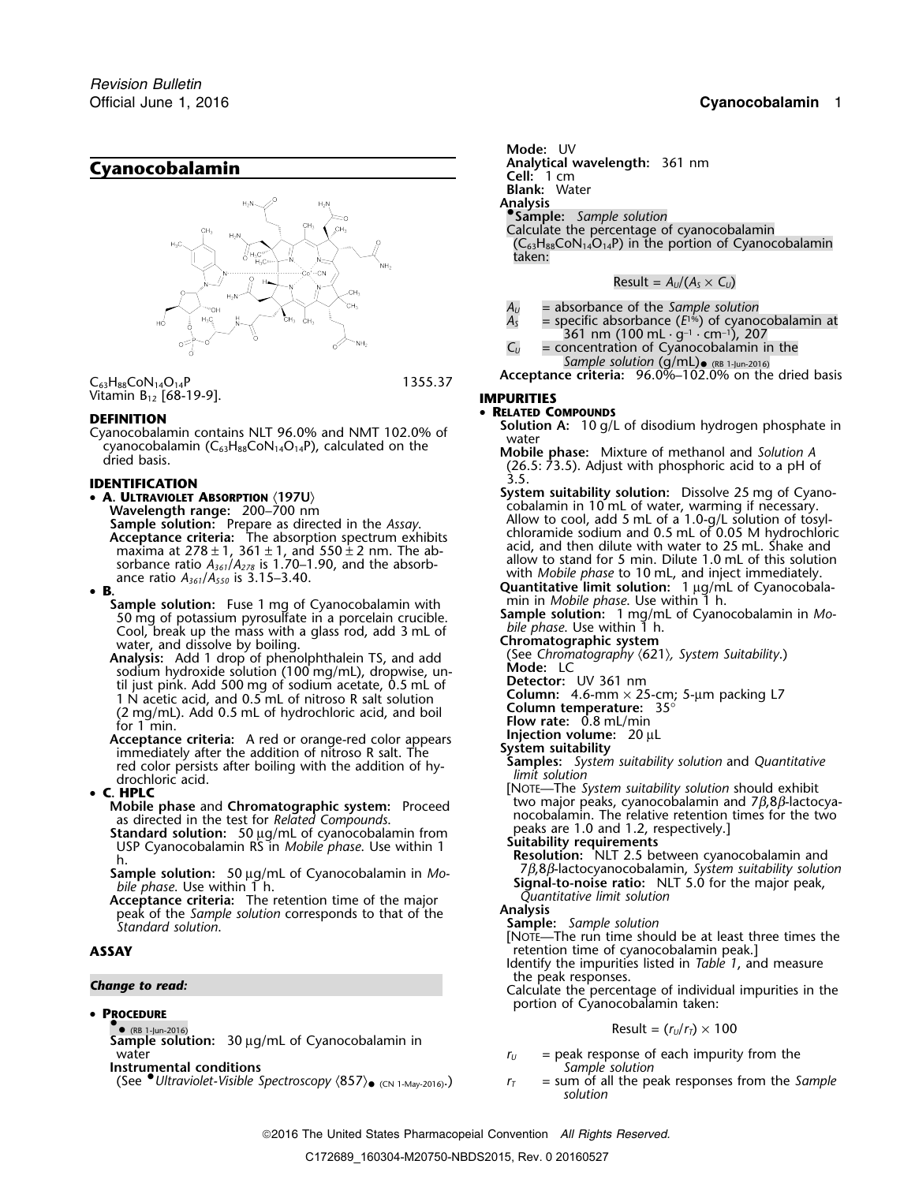# Cyanocobalamin

$C_{63}H_{88}CoN_{14}O_{14}P$ 1355.37

Vitamin $B_{12}$ [68-19-9].

## DEFINITION

Cyanocobalamin contains NLT 96.0% and NMT 102.0% of cyanocobalamin ($C_{63}H_{88}CoN_{14}O_{14}P$), calculated on the dried basis.

## IDENTIFICATION

- **A. Ultraviolet Absorption** ⟨197U⟩

  **Wavelength range:** 200–700 nm

  **Sample solution:** Prepare as directed in the *Assay*.

  **Acceptance criteria:** The absorption spectrum exhibits maxima at 278 ± 1, 361 ± 1, and 550 ± 2 nm. The absorbance ratio $A_{361}/A_{278}$ is 1.70–1.90, and the absorbance ratio $A_{361}/A_{550}$ is 3.15–3.40.

- **B.**

  **Sample solution:** Fuse 1 mg of Cyanocobalamin with 50 mg of potassium pyrosulfate in a porcelain crucible. Cool, break up the mass with a glass rod, add 3 mL of water, and dissolve by boiling.

  **Analysis:** Add 1 drop of phenolphthalein TS, and add sodium hydroxide solution (100 mg/mL), dropwise, until just pink. Add 500 mg of sodium acetate, 0.5 mL of 1 N acetic acid, and 0.5 mL of nitroso R salt solution (2 mg/mL). Add 0.5 mL of hydrochloric acid, and boil for 1 min.

  **Acceptance criteria:** A red or orange-red color appears immediately after the addition of nitroso R salt. The red color persists after boiling with the addition of hydrochloric acid.

- **C. HPLC**

  **Mobile phase** and **Chromatographic system:** Proceed as directed in the test for *Related Compounds*.

  **Standard solution:** 50 µg/mL of cyanocobalamin from USP Cyanocobalamin RS in *Mobile phase*. Use within 1 h.

  **Sample solution:** 50 µg/mL of Cyanocobalamin in *Mobile phase*. Use within 1 h.

  **Acceptance criteria:** The retention time of the major peak of the *Sample solution* corresponds to that of the *Standard solution*.

## ASSAY

***Change to read:***

- **Procedure**

  • • (RB 1-Jun-2016)

  **Sample solution:** 30 µg/mL of Cyanocobalamin in water

  **Instrumental conditions**

  (See •*Ultraviolet-Visible Spectroscopy* ⟨857⟩• (CN 1-May-2016).)

  **Mode:** UV

  **Analytical wavelength:** 361 nm

  **Cell:** 1 cm

  **Blank:** Water

  **Analysis**

  •**Sample:** *Sample solution*

  Calculate the percentage of cyanocobalamin ($C_{63}H_{88}CoN_{14}O_{14}P$) in the portion of Cyanocobalamin taken:

  $$\text{Result} = A_U/(A_S \times C_U)$$

  $A_U$ = absorbance of the *Sample solution*

  $A_S$ = specific absorbance ($E^{1\%}$) of cyanocobalamin at 361 nm (100 mL · g$^{-1}$ · cm$^{-1}$), 207

  $C_U$ = concentration of Cyanocobalamin in the *Sample solution* (g/mL)• (RB 1-Jun-2016)

  **Acceptance criteria:** 96.0%–102.0% on the dried basis

## IMPURITIES

- **Related Compounds**

  **Solution A:** 10 g/L of disodium hydrogen phosphate in water

  **Mobile phase:** Mixture of methanol and *Solution A* (26.5: 73.5). Adjust with phosphoric acid to a pH of 3.5.

  **System suitability solution:** Dissolve 25 mg of Cyanocobalamin in 10 mL of water, warming if necessary. Allow to cool, add 5 mL of a 1.0-g/L solution of tosylchloramide sodium and 0.5 mL of 0.05 M hydrochloric acid, and then dilute with water to 25 mL. Shake and allow to stand for 5 min. Dilute 1.0 mL of this solution with *Mobile phase* to 10 mL, and inject immediately.

  **Quantitative limit solution:** 1 µg/mL of Cyanocobalamin in *Mobile phase*. Use within 1 h.

  **Sample solution:** 1 mg/mL of Cyanocobalamin in *Mobile phase*. Use within 1 h.

  **Chromatographic system**

  (See *Chromatography* ⟨621⟩*, System Suitability*.)

  **Mode:** LC

  **Detector:** UV 361 nm

  **Column:** 4.6-mm × 25-cm; 5-µm packing L7

  **Column temperature:** 35°

  **Flow rate:** 0.8 mL/min

  **Injection volume:** 20 µL

  **System suitability**

  **Samples:** *System suitability solution* and *Quantitative limit solution*

  [Note—The *System suitability solution* should exhibit two major peaks, cyanocobalamin and 7β,8β-lactocyanocobalamin. The relative retention times for the two peaks are 1.0 and 1.2, respectively.]

  **Suitability requirements**

  **Resolution:** NLT 2.5 between cyanocobalamin and 7β,8β-lactocyanocobalamin, *System suitability solution*

  **Signal-to-noise ratio:** NLT 5.0 for the major peak, *Quantitative limit solution*

  **Analysis**

  **Sample:** *Sample solution*

  [Note—The run time should be at least three times the retention time of cyanocobalamin peak.]

  Identify the impurities listed in *Table 1*, and measure the peak responses.

  Calculate the percentage of individual impurities in the portion of Cyanocobalamin taken:

  $$\text{Result} = (r_U/r_T) \times 100$$

  $r_U$ = peak response of each impurity from the *Sample solution*

  $r_T$ = sum of all the peak responses from the *Sample solution*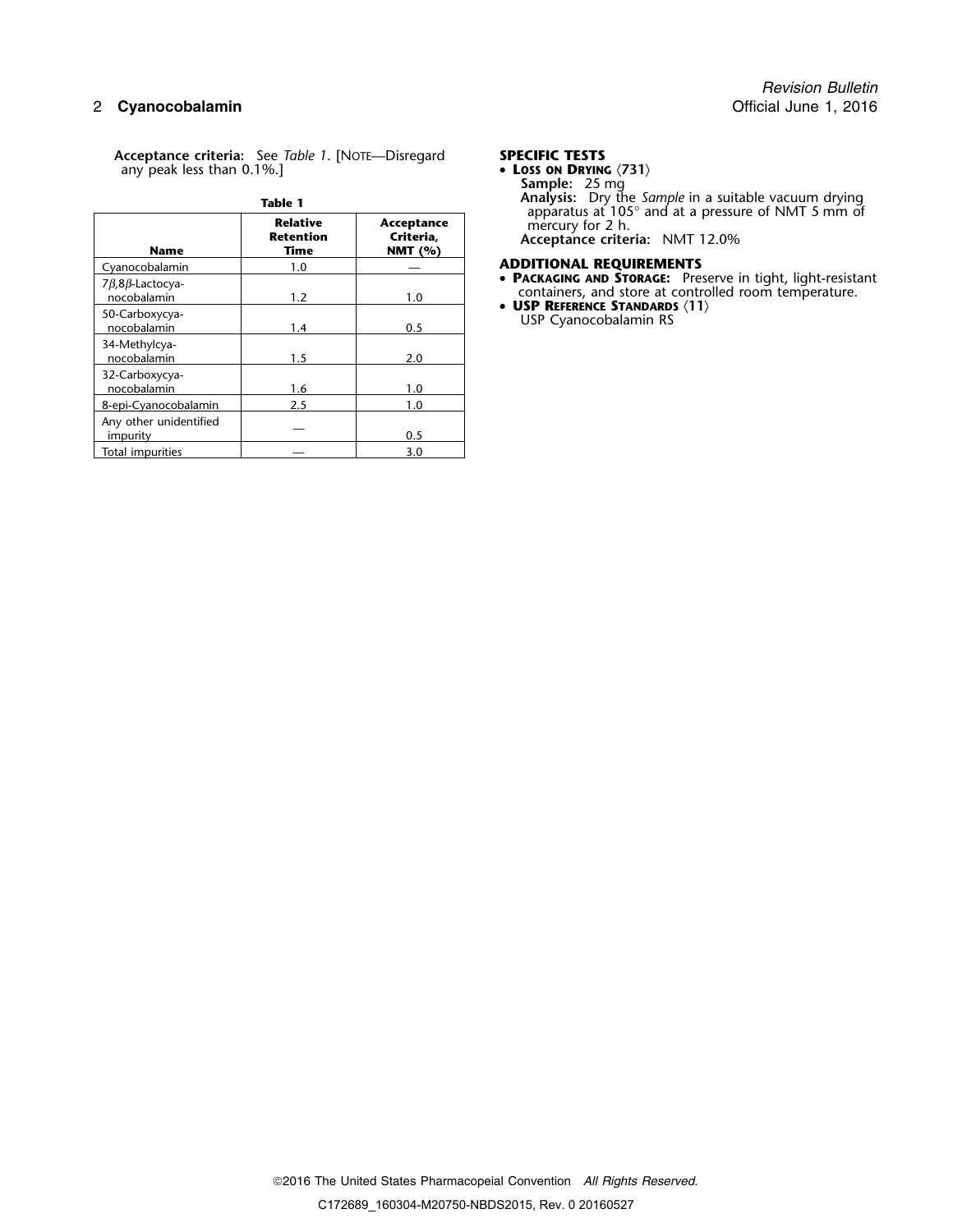**Acceptance criteria:** See *Table 1*. [NOTE—Disregard any peak less than 0.1%.]

**Table 1**

| Name | Relative Retention Time | Acceptance Criteria, NMT (%) |
|---|---|---|
| Cyanocobalamin | 1.0 | — |
| 7β,8β-Lactocyanocobalamin | 1.2 | 1.0 |
| 50-Carboxycyanocobalamin | 1.4 | 0.5 |
| 34-Methylcyanocobalamin | 1.5 | 2.0 |
| 32-Carboxycyanocobalamin | 1.6 | 1.0 |
| 8-epi-Cyanocobalamin | 2.5 | 1.0 |
| Any other unidentified impurity | — | 0.5 |
| Total impurities | — | 3.0 |

## SPECIFIC TESTS

- **LOSS ON DRYING ⟨731⟩**

  **Sample:** 25 mg

  **Analysis:** Dry the *Sample* in a suitable vacuum drying apparatus at 105° and at a pressure of NMT 5 mm of mercury for 2 h.

  **Acceptance criteria:** NMT 12.0%

## ADDITIONAL REQUIREMENTS

- **PACKAGING AND STORAGE:** Preserve in tight, light-resistant containers, and store at controlled room temperature.
- **USP REFERENCE STANDARDS ⟨11⟩**

  USP Cyanocobalamin RS